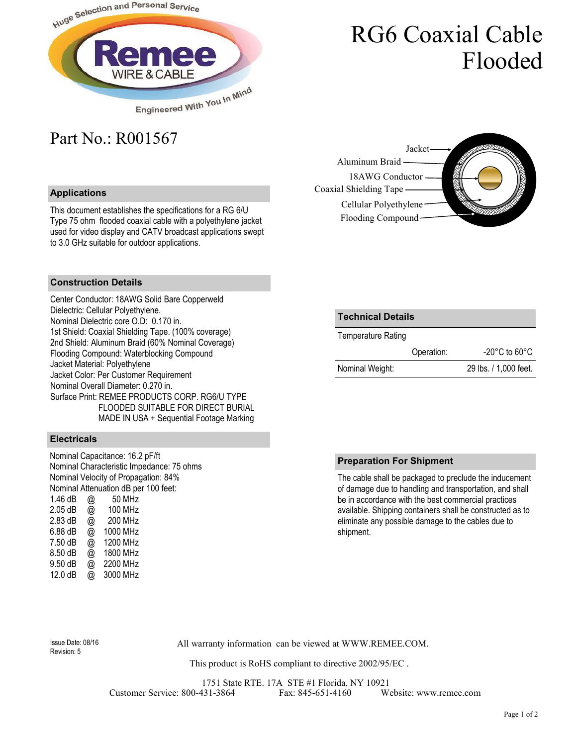# RG6 Coaxial Cable Flooded

Part No.: R001567

Jacket
Aluminum Braid
18AWG Conductor
Coaxial Shielding Tape
Cellular Polyethylene
Flooding Compound

## Applications

This document establishes the specifications for a RG 6/U Type 75 ohm flooded coaxial cable with a polyethylene jacket used for video display and CATV broadcast applications swept to 3.0 GHz suitable for outdoor applications.

## Construction Details

Center Conductor: 18AWG Solid Bare Copperweld
Dielectric: Cellular Polyethylene.
Nominal Dielectric core O.D: 0.170 in.
1st Shield: Coaxial Shielding Tape. (100% coverage)
2nd Shield: Aluminum Braid (60% Nominal Coverage)
Flooding Compound: Waterblocking Compound
Jacket Material: Polyethylene
Jacket Color: Per Customer Requirement
Nominal Overall Diameter: 0.270 in.
Surface Print: REMEE PRODUCTS CORP. RG6/U TYPE FLOODED SUITABLE FOR DIRECT BURIAL MADE IN USA + Sequential Footage Marking

## Electricals

Nominal Capacitance: 16.2 pF/ft
Nominal Characteristic Impedance: 75 ohms
Nominal Velocity of Propagation: 84%
Nominal Attenuation dB per 100 feet:

| dB | | Frequency |
|---|---|---|
| 1.46 dB | @ | 50 MHz |
| 2.05 dB | @ | 100 MHz |
| 2.83 dB | @ | 200 MHz |
| 6.88 dB | @ | 1000 MHz |
| 7.50 dB | @ | 1200 MHz |
| 8.50 dB | @ | 1800 MHz |
| 9.50 dB | @ | 2200 MHz |
| 12.0 dB | @ | 3000 MHz |

## Technical Details

| Temperature Rating | | |
|---|---|---|
| | Operation: | -20°C to 60°C |
| Nominal Weight: | | 29 lbs. / 1,000 feet. |

## Preparation For Shipment

The cable shall be packaged to preclude the inducement of damage due to handling and transportation, and shall be in accordance with the best commercial practices available. Shipping containers shall be constructed as to eliminate any possible damage to the cables due to shipment.

Issue Date: 08/16
Revision: 5

All warranty information can be viewed at WWW.REMEE.COM.

This product is RoHS compliant to directive 2002/95/EC .

1751 State RTE. 17A STE #1 Florida, NY 10921
Customer Service: 800-431-3864 Fax: 845-651-4160 Website: www.remee.com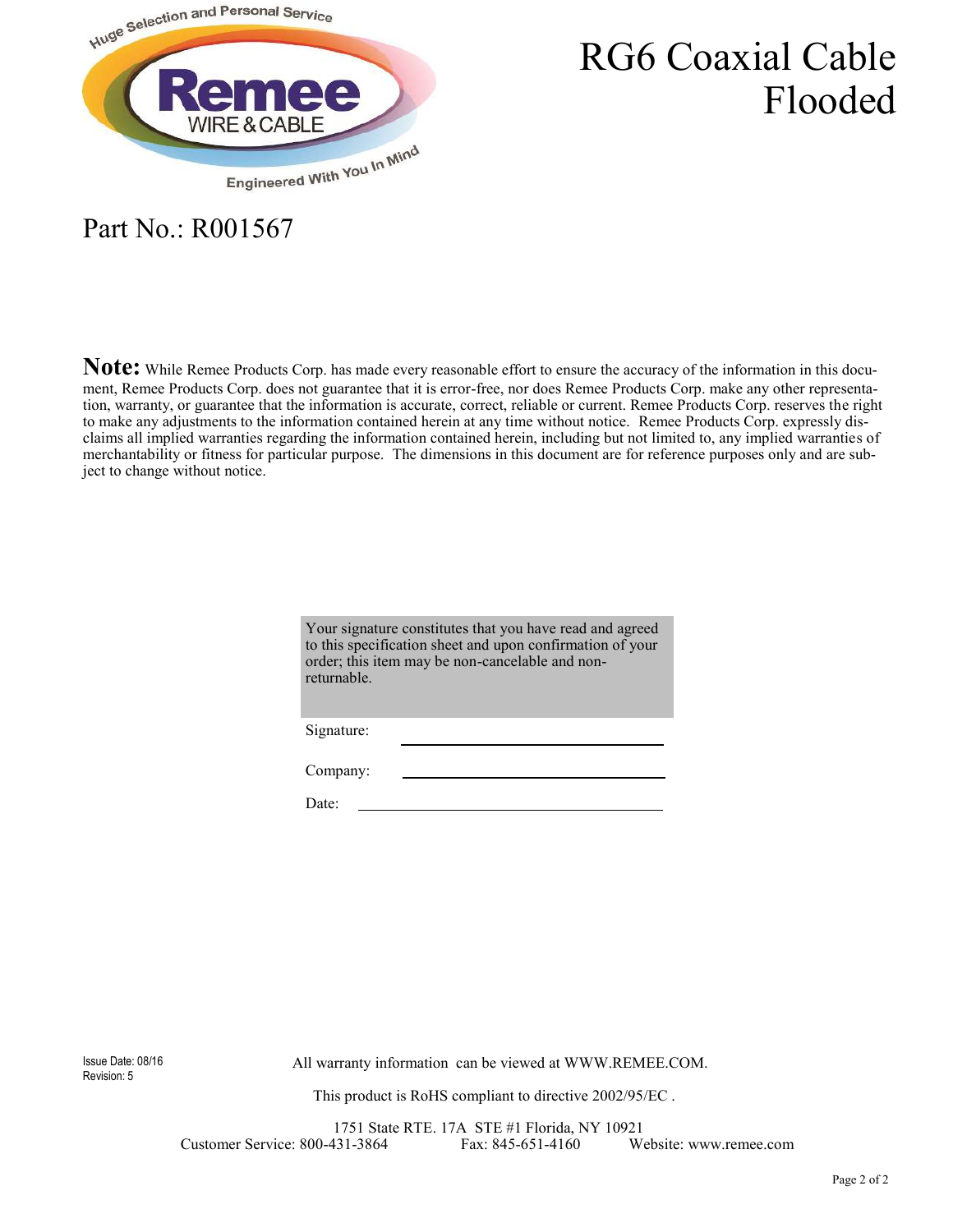Huge Selection and Personal Service

**Remee**
WIRE & CABLE

Engineered With You In Mind

# RG6 Coaxial Cable Flooded

## Part No.: R001567

**Note:** While Remee Products Corp. has made every reasonable effort to ensure the accuracy of the information in this document, Remee Products Corp. does not guarantee that it is error-free, nor does Remee Products Corp. make any other representation, warranty, or guarantee that the information is accurate, correct, reliable or current. Remee Products Corp. reserves the right to make any adjustments to the information contained herein at any time without notice. Remee Products Corp. expressly disclaims all implied warranties regarding the information contained herein, including but not limited to, any implied warranties of merchantability or fitness for particular purpose. The dimensions in this document are for reference purposes only and are subject to change without notice.

Your signature constitutes that you have read and agreed to this specification sheet and upon confirmation of your order; this item may be non-cancelable and non-returnable.

Signature: ______________________

Company: ______________________

Date: ______________________

Issue Date: 08/16
Revision: 5

All warranty information can be viewed at WWW.REMEE.COM.

This product is RoHS compliant to directive 2002/95/EC .

1751 State RTE. 17A STE #1 Florida, NY 10921
Customer Service: 800-431-3864 Fax: 845-651-4160 Website: www.remee.com